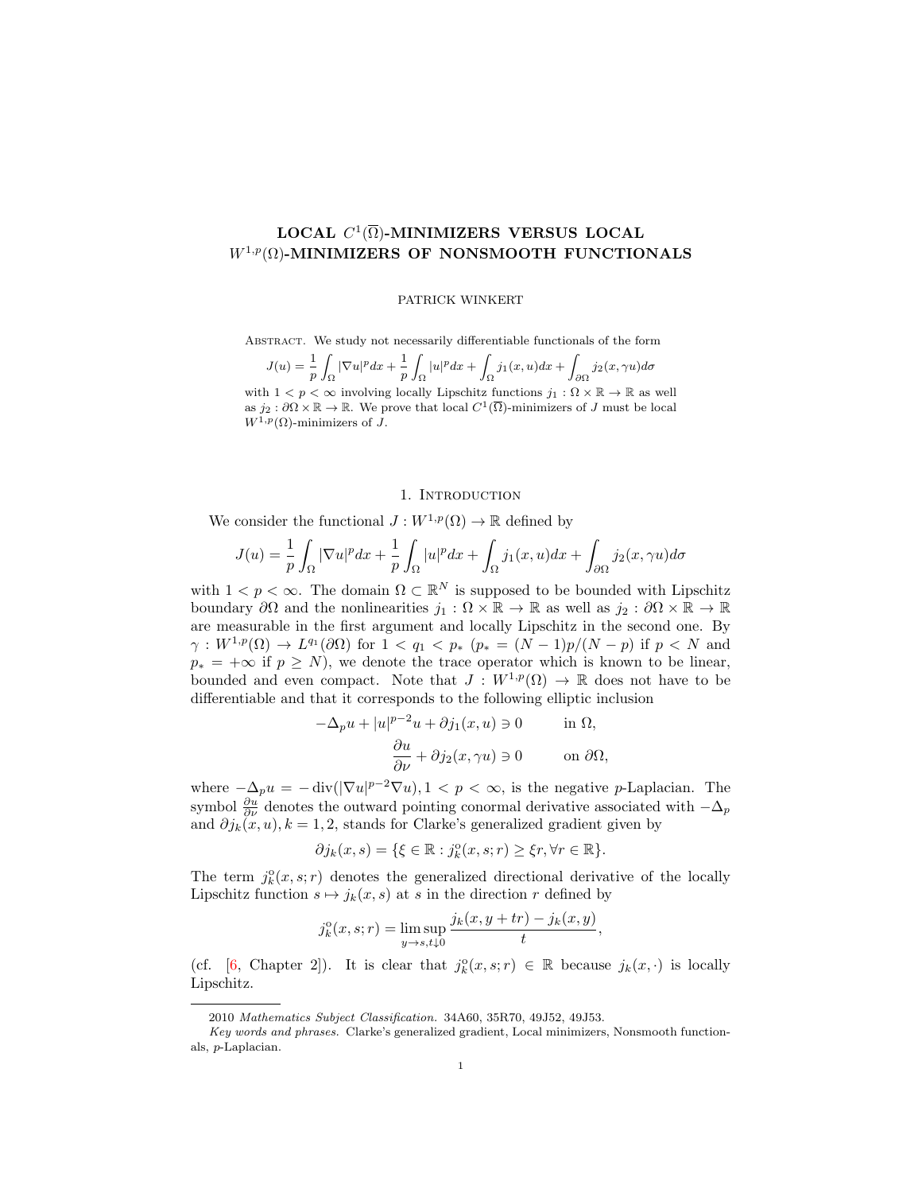# LOCAL $C^1(\overline{\Omega})$-MINIMIZERS VERSUS LOCAL $W^{1,p}(\Omega)$-MINIMIZERS OF NONSMOOTH FUNCTIONALS

PATRICK WINKERT

Abstract. We study not necessarily differentiable functionals of the form

$$J(u) = \frac{1}{p}\int_\Omega |\nabla u|^p dx + \frac{1}{p}\int_\Omega |u|^p dx + \int_\Omega j_1(x,u)dx + \int_{\partial\Omega} j_2(x,\gamma u)d\sigma$$

with $1 < p < \infty$ involving locally Lipschitz functions $j_1 : \Omega \times \mathbb{R} \to \mathbb{R}$ as well as $j_2 : \partial\Omega \times \mathbb{R} \to \mathbb{R}$. We prove that local $C^1(\overline{\Omega})$-minimizers of $J$ must be local $W^{1,p}(\Omega)$-minimizers of $J$.

## 1. Introduction

We consider the functional $J : W^{1,p}(\Omega) \to \mathbb{R}$ defined by

$$J(u) = \frac{1}{p}\int_\Omega |\nabla u|^p dx + \frac{1}{p}\int_\Omega |u|^p dx + \int_\Omega j_1(x,u)dx + \int_{\partial\Omega} j_2(x,\gamma u)d\sigma$$

with $1 < p < \infty$. The domain $\Omega \subset \mathbb{R}^N$ is supposed to be bounded with Lipschitz boundary $\partial\Omega$ and the nonlinearities $j_1 : \Omega \times \mathbb{R} \to \mathbb{R}$ as well as $j_2 : \partial\Omega \times \mathbb{R} \to \mathbb{R}$ are measurable in the first argument and locally Lipschitz in the second one. By $\gamma : W^{1,p}(\Omega) \to L^{q_1}(\partial\Omega)$ for $1 < q_1 < p_*$ ($p_* = (N-1)p/(N-p)$ if $p < N$ and $p_* = +\infty$ if $p \geq N$), we denote the trace operator which is known to be linear, bounded and even compact. Note that $J : W^{1,p}(\Omega) \to \mathbb{R}$ does not have to be differentiable and that it corresponds to the following elliptic inclusion

$$\begin{aligned} -\Delta_p u + |u|^{p-2}u + \partial j_1(x,u) &\ni 0 \qquad \text{in } \Omega,\\ \frac{\partial u}{\partial \nu} + \partial j_2(x,\gamma u) &\ni 0 \qquad \text{on } \partial\Omega, \end{aligned}$$

where $-\Delta_p u = -\operatorname{div}(|\nabla u|^{p-2}\nabla u), 1 < p < \infty$, is the negative $p$-Laplacian. The symbol $\frac{\partial u}{\partial \nu}$ denotes the outward pointing conormal derivative associated with $-\Delta_p$ and $\partial j_k(x,u), k = 1,2$, stands for Clarke's generalized gradient given by

$$\partial j_k(x,s) = \{\xi \in \mathbb{R} : j_k^o(x,s;r) \geq \xi r, \forall r \in \mathbb{R}\}.$$

The term $j_k^o(x,s;r)$ denotes the generalized directional derivative of the locally Lipschitz function $s \mapsto j_k(x,s)$ at $s$ in the direction $r$ defined by

$$j_k^o(x,s;r) = \limsup_{y \to s, t \downarrow 0} \frac{j_k(x,y+tr) - j_k(x,y)}{t},$$

(cf. [6, Chapter 2]). It is clear that $j_k^o(x,s;r) \in \mathbb{R}$ because $j_k(x,\cdot)$ is locally Lipschitz.

---

2010 *Mathematics Subject Classification.* 34A60, 35R70, 49J52, 49J53.

*Key words and phrases.* Clarke's generalized gradient, Local minimizers, Nonsmooth functionals, $p$-Laplacian.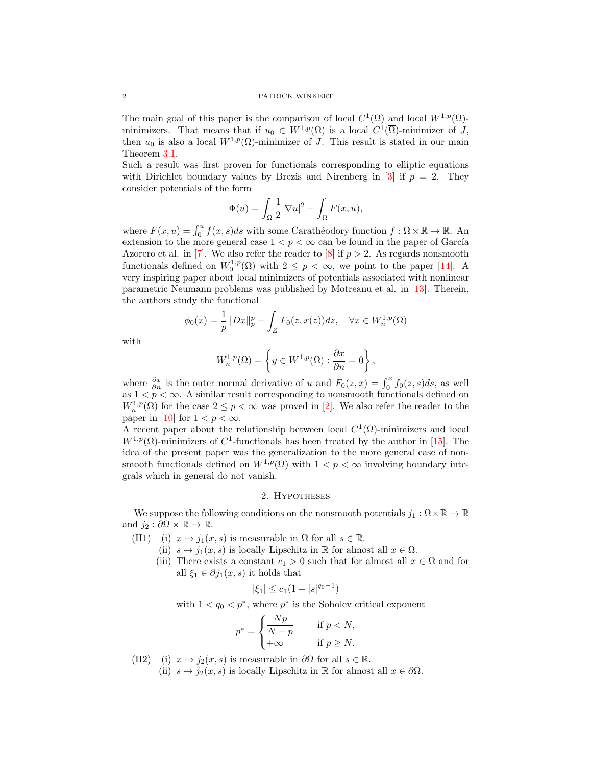The main goal of this paper is the comparison of local $C^1(\overline{\Omega})$ and local $W^{1,p}(\Omega)$-minimizers. That means that if $u_0 \in W^{1,p}(\Omega)$ is a local $C^1(\overline{\Omega})$-minimizer of $J$, then $u_0$ is also a local $W^{1,p}(\Omega)$-minimizer of $J$. This result is stated in our main Theorem 3.1.

Such a result was first proven for functionals corresponding to elliptic equations with Dirichlet boundary values by Brezis and Nirenberg in [3] if $p = 2$. They consider potentials of the form

$$\Phi(u) = \int_\Omega \frac{1}{2}|\nabla u|^2 - \int_\Omega F(x,u),$$

where $F(x,u) = \int_0^u f(x,s)ds$ with some Carathéodory function $f : \Omega \times \mathbb{R} \to \mathbb{R}$. An extension to the more general case $1 < p < \infty$ can be found in the paper of García Azorero et al. in [7]. We also refer the reader to [8] if $p > 2$. As regards nonsmooth functionals defined on $W_0^{1,p}(\Omega)$ with $2 \leq p < \infty$, we point to the paper [14]. A very inspiring paper about local minimizers of potentials associated with nonlinear parametric Neumann problems was published by Motreanu et al. in [13]. Therein, the authors study the functional

$$\phi_0(x) = \frac{1}{p}\|Dx\|_p^p - \int_Z F_0(z, x(z))dz, \quad \forall x \in W_n^{1,p}(\Omega)$$

with

$$W_n^{1,p}(\Omega) = \left\{ y \in W^{1,p}(\Omega) : \frac{\partial x}{\partial n} = 0 \right\},$$

where $\frac{\partial x}{\partial n}$ is the outer normal derivative of $u$ and $F_0(z,x) = \int_0^x f_0(z,s)ds$, as well as $1 < p < \infty$. A similar result corresponding to nonsmooth functionals defined on $W_n^{1,p}(\Omega)$ for the case $2 \leq p < \infty$ was proved in [2]. We also refer the reader to the paper in [10] for $1 < p < \infty$.

A recent paper about the relationship between local $C^1(\overline{\Omega})$-minimizers and local $W^{1,p}(\Omega)$-minimizers of $C^1$-functionals has been treated by the author in [15]. The idea of the present paper was the generalization to the more general case of nonsmooth functionals defined on $W^{1,p}(\Omega)$ with $1 < p < \infty$ involving boundary integrals which in general do not vanish.

## 2. Hypotheses

We suppose the following conditions on the nonsmooth potentials $j_1 : \Omega \times \mathbb{R} \to \mathbb{R}$ and $j_2 : \partial\Omega \times \mathbb{R} \to \mathbb{R}$.

(H1) (i) $x \mapsto j_1(x,s)$ is measurable in $\Omega$ for all $s \in \mathbb{R}$.
(ii) $s \mapsto j_1(x,s)$ is locally Lipschitz in $\mathbb{R}$ for almost all $x \in \Omega$.
(iii) There exists a constant $c_1 > 0$ such that for almost all $x \in \Omega$ and for all $\xi_1 \in \partial j_1(x,s)$ it holds that

$$|\xi_1| \leq c_1(1 + |s|^{q_0 - 1})$$

with $1 < q_0 < p^*$, where $p^*$ is the Sobolev critical exponent

$$p^* = \begin{cases} \dfrac{Np}{N-p} & \text{if } p < N, \\ +\infty & \text{if } p \geq N. \end{cases}$$

(H2) (i) $x \mapsto j_2(x,s)$ is measurable in $\partial\Omega$ for all $s \in \mathbb{R}$.
(ii) $s \mapsto j_2(x,s)$ is locally Lipschitz in $\mathbb{R}$ for almost all $x \in \partial\Omega$.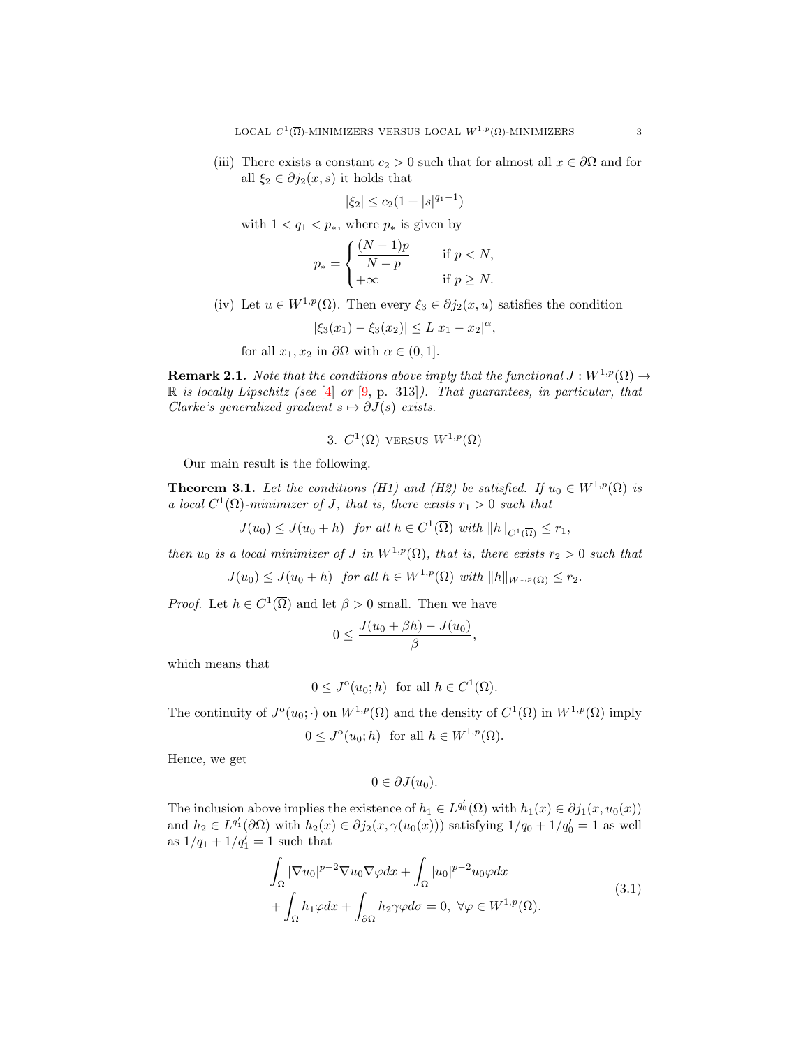(iii) There exists a constant $c_2 > 0$ such that for almost all $x \in \partial\Omega$ and for all $\xi_2 \in \partial j_2(x, s)$ it holds that

$$|\xi_2| \le c_2(1 + |s|^{q_1 - 1})$$

with $1 < q_1 < p_*$, where $p_*$ is given by

$$p_* = \begin{cases} \dfrac{(N-1)p}{N-p} & \text{if } p < N, \\ +\infty & \text{if } p \ge N. \end{cases}$$

(iv) Let $u \in W^{1,p}(\Omega)$. Then every $\xi_3 \in \partial j_2(x, u)$ satisfies the condition

$$|\xi_3(x_1) - \xi_3(x_2)| \le L|x_1 - x_2|^\alpha,$$

for all $x_1, x_2$ in $\partial\Omega$ with $\alpha \in (0, 1]$.

**Remark 2.1.** *Note that the conditions above imply that the functional $J : W^{1,p}(\Omega) \to \mathbb{R}$ is locally Lipschitz (see [4] or [9, p. 313]). That guarantees, in particular, that Clarke's generalized gradient $s \mapsto \partial J(s)$ exists.*

## 3. $C^1(\overline{\Omega})$ versus $W^{1,p}(\Omega)$

Our main result is the following.

**Theorem 3.1.** *Let the conditions (H1) and (H2) be satisfied. If $u_0 \in W^{1,p}(\Omega)$ is a local $C^1(\overline{\Omega})$-minimizer of $J$, that is, there exists $r_1 > 0$ such that*

$$J(u_0) \le J(u_0 + h) \quad \text{for all } h \in C^1(\overline{\Omega}) \text{ with } \|h\|_{C^1(\overline{\Omega})} \le r_1,$$

*then $u_0$ is a local minimizer of $J$ in $W^{1,p}(\Omega)$, that is, there exists $r_2 > 0$ such that*

$$J(u_0) \le J(u_0 + h) \quad \text{for all } h \in W^{1,p}(\Omega) \text{ with } \|h\|_{W^{1,p}(\Omega)} \le r_2.$$

*Proof.* Let $h \in C^1(\overline{\Omega})$ and let $\beta > 0$ small. Then we have

$$0 \le \frac{J(u_0 + \beta h) - J(u_0)}{\beta},$$

which means that

$$0 \le J^o(u_0; h) \quad \text{for all } h \in C^1(\overline{\Omega}).$$

The continuity of $J^o(u_0; \cdot)$ on $W^{1,p}(\Omega)$ and the density of $C^1(\overline{\Omega})$ in $W^{1,p}(\Omega)$ imply

$$0 \le J^o(u_0; h) \quad \text{for all } h \in W^{1,p}(\Omega).$$

Hence, we get

$$0 \in \partial J(u_0).$$

The inclusion above implies the existence of $h_1 \in L^{q_0'}(\Omega)$ with $h_1(x) \in \partial j_1(x, u_0(x))$ and $h_2 \in L^{q_1'}(\partial\Omega)$ with $h_2(x) \in \partial j_2(x, \gamma(u_0(x)))$ satisfying $1/q_0 + 1/q_0' = 1$ as well as $1/q_1 + 1/q_1' = 1$ such that

$$\begin{aligned} &\int_\Omega |\nabla u_0|^{p-2} \nabla u_0 \nabla \varphi dx + \int_\Omega |u_0|^{p-2} u_0 \varphi dx \\ &+ \int_\Omega h_1 \varphi dx + \int_{\partial\Omega} h_2 \gamma \varphi d\sigma = 0, \ \forall \varphi \in W^{1,p}(\Omega). \end{aligned} \tag{3.1}$$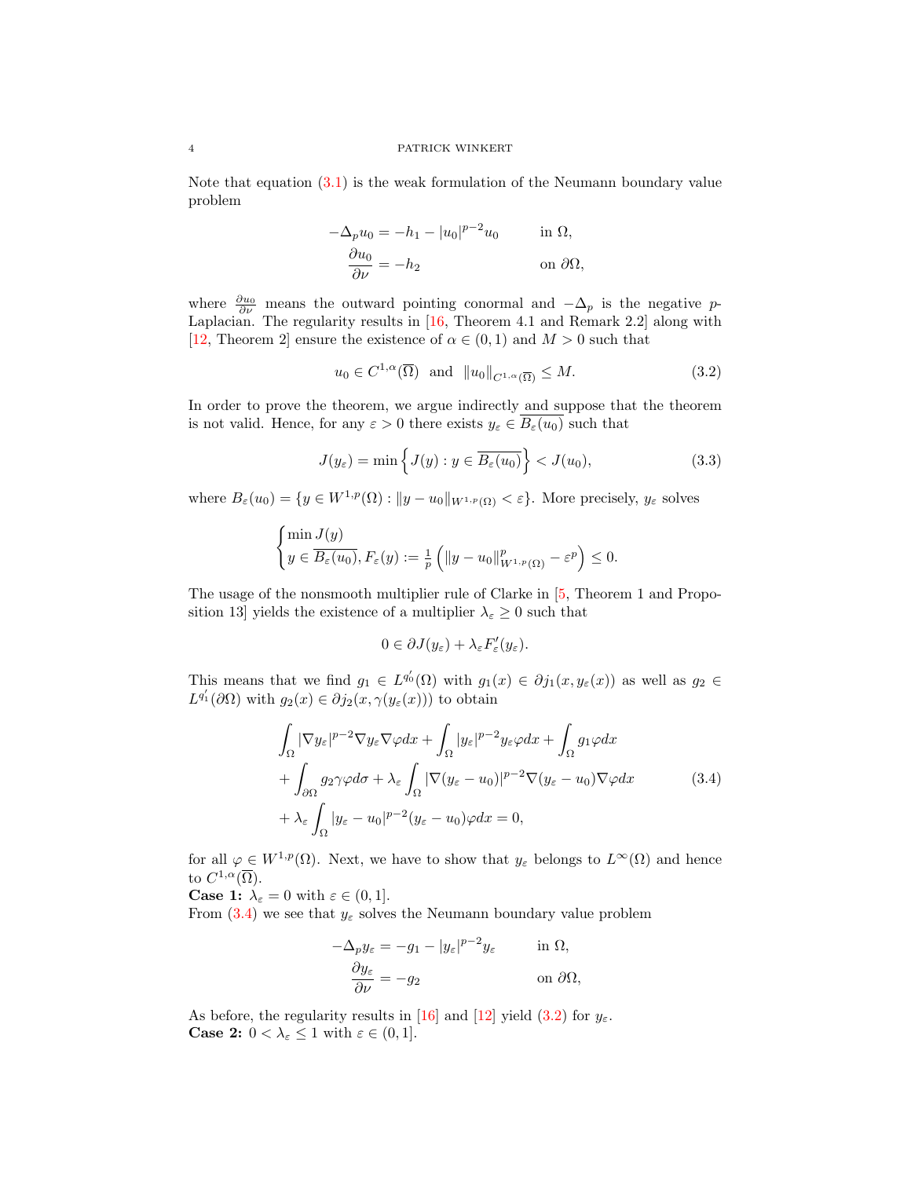Note that equation (3.1) is the weak formulation of the Neumann boundary value problem

$$
\begin{aligned}
-\Delta_p u_0 &= -h_1 - |u_0|^{p-2}u_0 && \text{in } \Omega,\\
\frac{\partial u_0}{\partial \nu} &= -h_2 && \text{on } \partial\Omega,
\end{aligned}
$$

where $\frac{\partial u_0}{\partial \nu}$ means the outward pointing conormal and $-\Delta_p$ is the negative $p$-Laplacian. The regularity results in [16, Theorem 4.1 and Remark 2.2] along with [12, Theorem 2] ensure the existence of $\alpha \in (0,1)$ and $M > 0$ such that

$$
u_0 \in C^{1,\alpha}(\overline{\Omega}) \quad \text{and} \quad \|u_0\|_{C^{1,\alpha}(\overline{\Omega})} \leq M. \tag{3.2}
$$

In order to prove the theorem, we argue indirectly and suppose that the theorem is not valid. Hence, for any $\varepsilon > 0$ there exists $y_\varepsilon \in \overline{B_\varepsilon(u_0)}$ such that

$$
J(y_\varepsilon) = \min\left\{ J(y) : y \in \overline{B_\varepsilon(u_0)} \right\} < J(u_0), \tag{3.3}
$$

where $B_\varepsilon(u_0) = \{y \in W^{1,p}(\Omega) : \|y - u_0\|_{W^{1,p}(\Omega)} < \varepsilon\}$. More precisely, $y_\varepsilon$ solves

$$
\begin{cases}
\min J(y)\\
y \in \overline{B_\varepsilon(u_0)}, F_\varepsilon(y) := \frac{1}{p}\left( \|y-u_0\|^p_{W^{1,p}(\Omega)} - \varepsilon^p \right) \leq 0.
\end{cases}
$$

The usage of the nonsmooth multiplier rule of Clarke in [5, Theorem 1 and Proposition 13] yields the existence of a multiplier $\lambda_\varepsilon \geq 0$ such that

$$
0 \in \partial J(y_\varepsilon) + \lambda_\varepsilon F'_\varepsilon(y_\varepsilon).
$$

This means that we find $g_1 \in L^{q_0'}(\Omega)$ with $g_1(x) \in \partial j_1(x, y_\varepsilon(x))$ as well as $g_2 \in L^{q_1'}(\partial\Omega)$ with $g_2(x) \in \partial j_2(x, \gamma(y_\varepsilon(x)))$ to obtain

$$
\begin{aligned}
&\int_\Omega |\nabla y_\varepsilon|^{p-2}\nabla y_\varepsilon \nabla\varphi dx + \int_\Omega |y_\varepsilon|^{p-2} y_\varepsilon \varphi dx + \int_\Omega g_1 \varphi dx\\
&+ \int_{\partial\Omega} g_2 \gamma\varphi d\sigma + \lambda_\varepsilon \int_\Omega |\nabla(y_\varepsilon - u_0)|^{p-2}\nabla(y_\varepsilon - u_0)\nabla\varphi dx\\
&+ \lambda_\varepsilon \int_\Omega |y_\varepsilon - u_0|^{p-2}(y_\varepsilon - u_0)\varphi dx = 0,
\end{aligned} \tag{3.4}
$$

for all $\varphi \in W^{1,p}(\Omega)$. Next, we have to show that $y_\varepsilon$ belongs to $L^\infty(\Omega)$ and hence to $C^{1,\alpha}(\overline{\Omega})$.

**Case 1:** $\lambda_\varepsilon = 0$ with $\varepsilon \in (0,1]$.

From (3.4) we see that $y_\varepsilon$ solves the Neumann boundary value problem

$$
\begin{aligned}
-\Delta_p y_\varepsilon &= -g_1 - |y_\varepsilon|^{p-2}y_\varepsilon && \text{in } \Omega,\\
\frac{\partial y_\varepsilon}{\partial \nu} &= -g_2 && \text{on } \partial\Omega,
\end{aligned}
$$

As before, the regularity results in [16] and [12] yield (3.2) for $y_\varepsilon$.

**Case 2:** $0 < \lambda_\varepsilon \leq 1$ with $\varepsilon \in (0,1]$.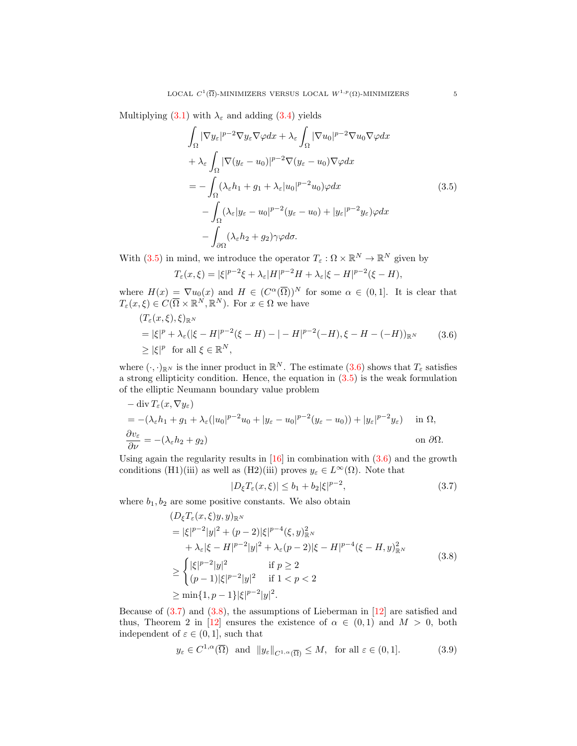Multiplying (3.1) with $\lambda_\varepsilon$ and adding (3.4) yields

$$
\begin{aligned}
&\int_\Omega |\nabla y_\varepsilon|^{p-2}\nabla y_\varepsilon \nabla\varphi dx + \lambda_\varepsilon \int_\Omega |\nabla u_0|^{p-2}\nabla u_0 \nabla \varphi dx \\
&+ \lambda_\varepsilon \int_\Omega |\nabla(y_\varepsilon - u_0)|^{p-2}\nabla(y_\varepsilon - u_0)\nabla\varphi dx \\
&= -\int_\Omega (\lambda_\varepsilon h_1 + g_1 + \lambda_\varepsilon |u_0|^{p-2}u_0)\varphi dx \\
&\quad - \int_\Omega (\lambda_\varepsilon |y_\varepsilon - u_0|^{p-2}(y_\varepsilon - u_0) + |y_\varepsilon|^{p-2}y_\varepsilon)\varphi dx \\
&\quad - \int_{\partial\Omega} (\lambda_\varepsilon h_2 + g_2)\gamma\varphi d\sigma.
\end{aligned}
\tag{3.5}
$$

With (3.5) in mind, we introduce the operator $T_\varepsilon : \Omega \times \mathbb{R}^N \to \mathbb{R}^N$ given by

$$
T_\varepsilon(x,\xi) = |\xi|^{p-2}\xi + \lambda_\varepsilon |H|^{p-2}H + \lambda_\varepsilon |\xi - H|^{p-2}(\xi - H),
$$

where $H(x) = \nabla u_0(x)$ and $H \in (C^\alpha(\overline{\Omega}))^N$ for some $\alpha \in (0,1]$. It is clear that $T_\varepsilon(x,\xi) \in C(\overline{\Omega} \times \mathbb{R}^N, \mathbb{R}^N)$. For $x \in \Omega$ we have

$$
\begin{aligned}
&(T_\varepsilon(x,\xi),\xi)_{\mathbb{R}^N} \\
&= |\xi|^p + \lambda_\varepsilon (|\xi - H|^{p-2}(\xi - H) - |-H|^{p-2}(-H), \xi - H - (-H))_{\mathbb{R}^N} \\
&\geq |\xi|^p \quad \text{for all } \xi \in \mathbb{R}^N,
\end{aligned}
\tag{3.6}
$$

where $(\cdot,\cdot)_{\mathbb{R}^N}$ is the inner product in $\mathbb{R}^N$. The estimate (3.6) shows that $T_\varepsilon$ satisfies a strong ellipticity condition. Hence, the equation in (3.5) is the weak formulation of the elliptic Neumann boundary value problem

$$
\begin{aligned}
&-\operatorname{div} T_\varepsilon(x, \nabla y_\varepsilon) \\
&= -(\lambda_\varepsilon h_1 + g_1 + \lambda_\varepsilon(|u_0|^{p-2}u_0 + |y_\varepsilon - u_0|^{p-2}(y_\varepsilon - u_0)) + |y_\varepsilon|^{p-2}y_\varepsilon) \quad \text{in } \Omega, \\
&\frac{\partial v_\varepsilon}{\partial \nu} = -(\lambda_\varepsilon h_2 + g_2) \quad \text{on } \partial\Omega.
\end{aligned}
$$

Using again the regularity results in [16] in combination with (3.6) and the growth conditions (H1)(iii) as well as (H2)(iii) proves $y_\varepsilon \in L^\infty(\Omega)$. Note that

$$
|D_\xi T_\varepsilon(x,\xi)| \leq b_1 + b_2|\xi|^{p-2}, \tag{3.7}
$$

where $b_1, b_2$ are some positive constants. We also obtain

$$
\begin{aligned}
&(D_\xi T_\varepsilon(x,\xi)y, y)_{\mathbb{R}^N} \\
&= |\xi|^{p-2}|y|^2 + (p-2)|\xi|^{p-4}(\xi,y)^2_{\mathbb{R}^N} \\
&\quad + \lambda_\varepsilon |\xi - H|^{p-2}|y|^2 + \lambda_\varepsilon(p-2)|\xi - H|^{p-4}(\xi - H, y)^2_{\mathbb{R}^N} \\
&\geq \begin{cases} |\xi|^{p-2}|y|^2 & \text{if } p \geq 2 \\ (p-1)|\xi|^{p-2}|y|^2 & \text{if } 1 < p < 2 \end{cases} \\
&\geq \min\{1, p-1\}|\xi|^{p-2}|y|^2.
\end{aligned}
\tag{3.8}
$$

Because of (3.7) and (3.8), the assumptions of Lieberman in [12] are satisfied and thus, Theorem 2 in [12] ensures the existence of $\alpha \in (0,1)$ and $M > 0$, both independent of $\varepsilon \in (0,1]$, such that

$$
y_\varepsilon \in C^{1,\alpha}(\overline{\Omega}) \quad \text{and} \quad \|y_\varepsilon\|_{C^{1,\alpha}(\overline{\Omega})} \leq M, \quad \text{for all } \varepsilon \in (0,1]. \tag{3.9}
$$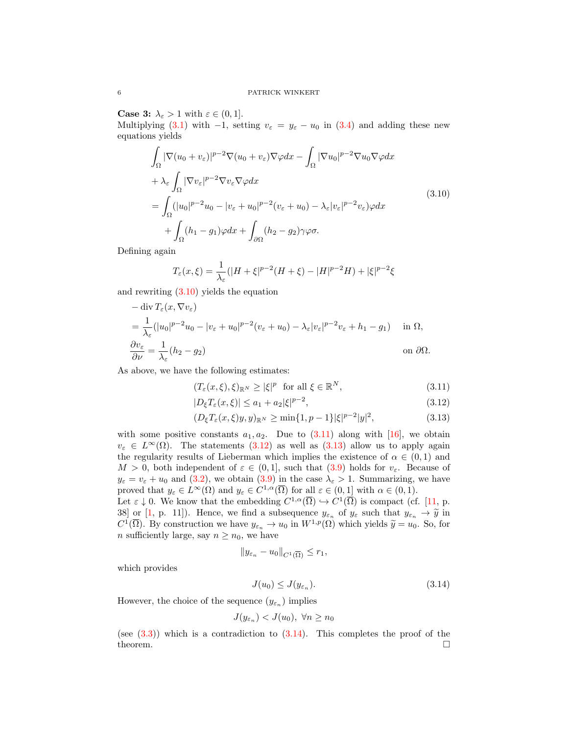**Case 3:** $\lambda_\varepsilon > 1$ with $\varepsilon \in (0,1]$.
Multiplying (3.1) with $-1$, setting $v_\varepsilon = y_\varepsilon - u_0$ in (3.4) and adding these new equations yields

$$
\begin{aligned}
&\int_\Omega |\nabla(u_0+v_\varepsilon)|^{p-2}\nabla(u_0+v_\varepsilon)\nabla\varphi dx - \int_\Omega |\nabla u_0|^{p-2}\nabla u_0 \nabla\varphi dx \\
&+ \lambda_\varepsilon \int_\Omega |\nabla v_\varepsilon|^{p-2}\nabla v_\varepsilon \nabla \varphi dx \\
&= \int_\Omega (|u_0|^{p-2}u_0 - |v_\varepsilon + u_0|^{p-2}(v_\varepsilon+u_0) - \lambda_\varepsilon |v_\varepsilon|^{p-2}v_\varepsilon)\varphi dx \\
&\quad + \int_\Omega (h_1-g_1)\varphi dx + \int_{\partial\Omega}(h_2-g_2)\gamma\varphi\sigma.
\end{aligned}
\tag{3.10}
$$

Defining again

$$
T_\varepsilon(x,\xi) = \frac{1}{\lambda_\varepsilon}(|H+\xi|^{p-2}(H+\xi) - |H|^{p-2}H) + |\xi|^{p-2}\xi
$$

and rewriting (3.10) yields the equation

$$
\begin{aligned}
&-\operatorname{div} T_\varepsilon(x,\nabla v_\varepsilon) \\
&= \frac{1}{\lambda_\varepsilon}(|u_0|^{p-2}u_0 - |v_\varepsilon+u_0|^{p-2}(v_\varepsilon+u_0) - \lambda_\varepsilon|v_\varepsilon|^{p-2}v_\varepsilon + h_1 - g_1) \quad \text{in } \Omega, \\
&\frac{\partial v_\varepsilon}{\partial \nu} = \frac{1}{\lambda_\varepsilon}(h_2-g_2) \quad \text{on } \partial\Omega.
\end{aligned}
$$

As above, we have the following estimates:

$$
(T_\varepsilon(x,\xi),\xi)_{\mathbb{R}^N} \geq |\xi|^p \quad \text{for all } \xi \in \mathbb{R}^N, \tag{3.11}
$$

$$
|D_\xi T_\varepsilon(x,\xi)| \leq a_1 + a_2|\xi|^{p-2}, \tag{3.12}
$$

$$
(D_\xi T_\varepsilon(x,\xi)y,y)_{\mathbb{R}^N} \geq \min\{1,p-1\}|\xi|^{p-2}|y|^2, \tag{3.13}
$$

with some positive constants $a_1, a_2$. Due to (3.11) along with [16], we obtain $v_\varepsilon \in L^\infty(\Omega)$. The statements (3.12) as well as (3.13) allow us to apply again the regularity results of Lieberman which implies the existence of $\alpha \in (0,1)$ and $M > 0$, both independent of $\varepsilon \in (0,1]$, such that (3.9) holds for $v_\varepsilon$. Because of $y_\varepsilon = v_\varepsilon + u_0$ and (3.2), we obtain (3.9) in the case $\lambda_\varepsilon > 1$. Summarizing, we have proved that $y_\varepsilon \in L^\infty(\Omega)$ and $y_\varepsilon \in C^{1,\alpha}(\overline{\Omega})$ for all $\varepsilon \in (0,1]$ with $\alpha \in (0,1)$.
Let $\varepsilon \downarrow 0$. We know that the embedding $C^{1,\alpha}(\overline{\Omega}) \hookrightarrow C^1(\overline{\Omega})$ is compact (cf. [11, p. 38] or [1, p. 11]). Hence, we find a subsequence $y_{\varepsilon_n}$ of $y_\varepsilon$ such that $y_{\varepsilon_n} \to \widetilde{y}$ in $C^1(\overline{\Omega})$. By construction we have $y_{\varepsilon_n} \to u_0$ in $W^{1,p}(\Omega)$ which yields $\widetilde{y} = u_0$. So, for $n$ sufficiently large, say $n \geq n_0$, we have

$$
\|y_{\varepsilon_n} - u_0\|_{C^1(\overline{\Omega})} \leq r_1,
$$

which provides

$$
J(u_0) \leq J(y_{\varepsilon_n}). \tag{3.14}
$$

However, the choice of the sequence $(y_{\varepsilon_n})$ implies

$$
J(y_{\varepsilon_n}) < J(u_0), \ \forall n \geq n_0
$$

(see (3.3)) which is a contradiction to (3.14). This completes the proof of the theorem. □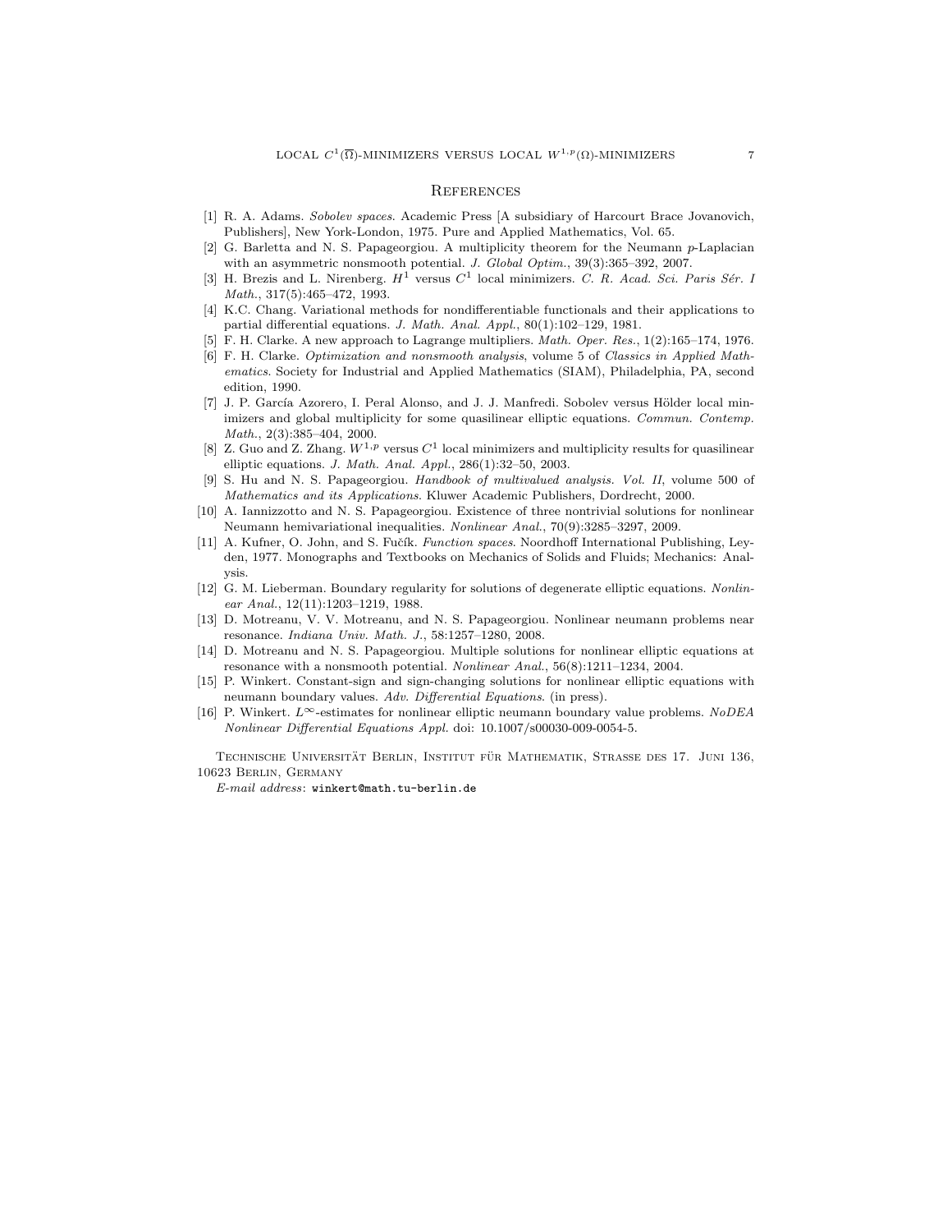## References

[1] R. A. Adams. *Sobolev spaces*. Academic Press [A subsidiary of Harcourt Brace Jovanovich, Publishers], New York-London, 1975. Pure and Applied Mathematics, Vol. 65.

[2] G. Barletta and N. S. Papageorgiou. A multiplicity theorem for the Neumann $p$-Laplacian with an asymmetric nonsmooth potential. *J. Global Optim.*, 39(3):365–392, 2007.

[3] H. Brezis and L. Nirenberg. $H^1$ versus $C^1$ local minimizers. *C. R. Acad. Sci. Paris Sér. I Math.*, 317(5):465–472, 1993.

[4] K.C. Chang. Variational methods for nondifferentiable functionals and their applications to partial differential equations. *J. Math. Anal. Appl.*, 80(1):102–129, 1981.

[5] F. H. Clarke. A new approach to Lagrange multipliers. *Math. Oper. Res.*, 1(2):165–174, 1976.

[6] F. H. Clarke. *Optimization and nonsmooth analysis*, volume 5 of *Classics in Applied Mathematics*. Society for Industrial and Applied Mathematics (SIAM), Philadelphia, PA, second edition, 1990.

[7] J. P. García Azorero, I. Peral Alonso, and J. J. Manfredi. Sobolev versus Hölder local minimizers and global multiplicity for some quasilinear elliptic equations. *Commun. Contemp. Math.*, 2(3):385–404, 2000.

[8] Z. Guo and Z. Zhang. $W^{1,p}$ versus $C^1$ local minimizers and multiplicity results for quasilinear elliptic equations. *J. Math. Anal. Appl.*, 286(1):32–50, 2003.

[9] S. Hu and N. S. Papageorgiou. *Handbook of multivalued analysis. Vol. II*, volume 500 of *Mathematics and its Applications*. Kluwer Academic Publishers, Dordrecht, 2000.

[10] A. Iannizzotto and N. S. Papageorgiou. Existence of three nontrivial solutions for nonlinear Neumann hemivariational inequalities. *Nonlinear Anal.*, 70(9):3285–3297, 2009.

[11] A. Kufner, O. John, and S. Fučík. *Function spaces*. Noordhoff International Publishing, Leyden, 1977. Monographs and Textbooks on Mechanics of Solids and Fluids; Mechanics: Analysis.

[12] G. M. Lieberman. Boundary regularity for solutions of degenerate elliptic equations. *Nonlinear Anal.*, 12(11):1203–1219, 1988.

[13] D. Motreanu, V. V. Motreanu, and N. S. Papageorgiou. Nonlinear neumann problems near resonance. *Indiana Univ. Math. J.*, 58:1257–1280, 2008.

[14] D. Motreanu and N. S. Papageorgiou. Multiple solutions for nonlinear elliptic equations at resonance with a nonsmooth potential. *Nonlinear Anal.*, 56(8):1211–1234, 2004.

[15] P. Winkert. Constant-sign and sign-changing solutions for nonlinear elliptic equations with neumann boundary values. *Adv. Differential Equations*. (in press).

[16] P. Winkert. $L^\infty$-estimates for nonlinear elliptic neumann boundary value problems. *NoDEA Nonlinear Differential Equations Appl.* doi: 10.1007/s00030-009-0054-5.

Technische Universität Berlin, Institut für Mathematik, Strasse des 17. Juni 136, 10623 Berlin, Germany

*E-mail address*: winkert@math.tu-berlin.de